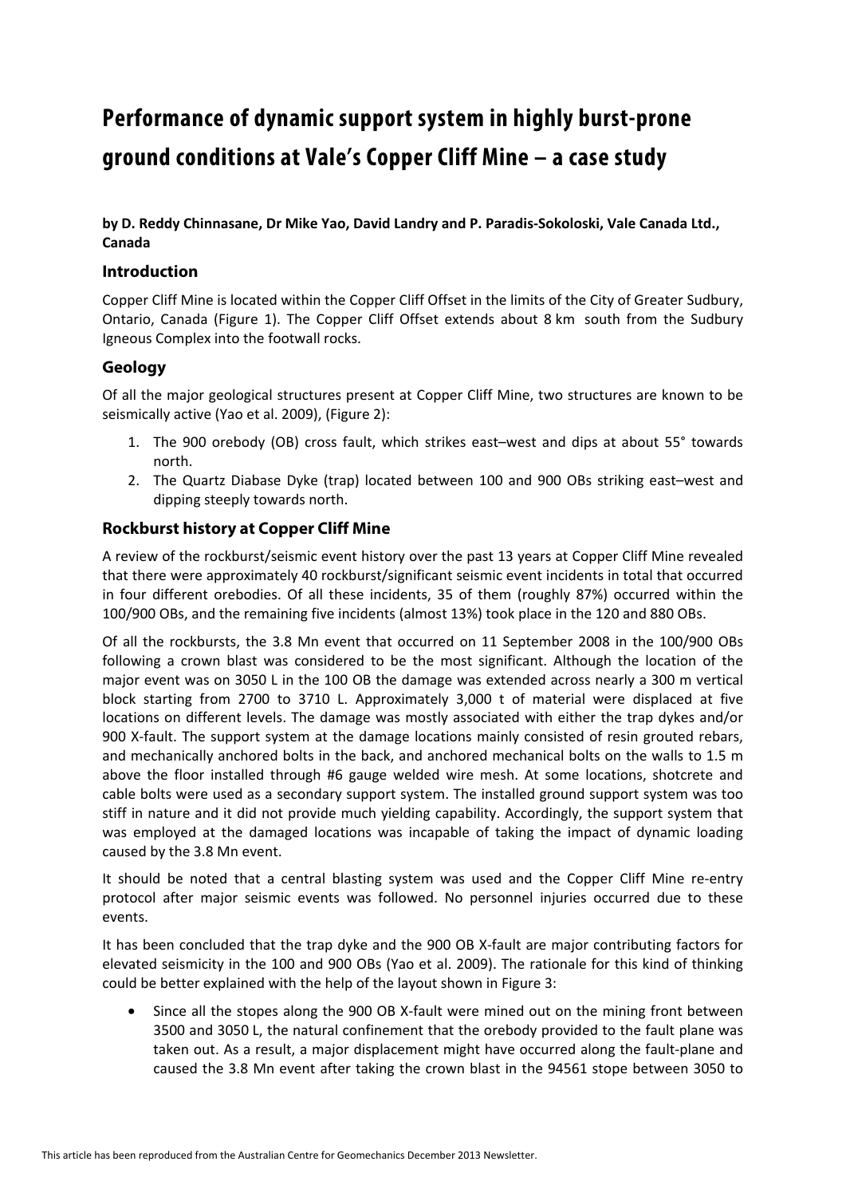# Performance of dynamic support system in highly burst-prone ground conditions at Vale's Copper Cliff Mine – a case study

**by D. Reddy Chinnasane, Dr Mike Yao, David Landry and P. Paradis-Sokoloski, Vale Canada Ltd., Canada**

## Introduction

Copper Cliff Mine is located within the Copper Cliff Offset in the limits of the City of Greater Sudbury, Ontario, Canada (Figure 1). The Copper Cliff Offset extends about 8 km south from the Sudbury Igneous Complex into the footwall rocks.

## Geology

Of all the major geological structures present at Copper Cliff Mine, two structures are known to be seismically active (Yao et al. 2009), (Figure 2):

1. The 900 orebody (OB) cross fault, which strikes east–west and dips at about 55° towards north.
2. The Quartz Diabase Dyke (trap) located between 100 and 900 OBs striking east–west and dipping steeply towards north.

## Rockburst history at Copper Cliff Mine

A review of the rockburst/seismic event history over the past 13 years at Copper Cliff Mine revealed that there were approximately 40 rockburst/significant seismic event incidents in total that occurred in four different orebodies. Of all these incidents, 35 of them (roughly 87%) occurred within the 100/900 OBs, and the remaining five incidents (almost 13%) took place in the 120 and 880 OBs.

Of all the rockbursts, the 3.8 Mn event that occurred on 11 September 2008 in the 100/900 OBs following a crown blast was considered to be the most significant. Although the location of the major event was on 3050 L in the 100 OB the damage was extended across nearly a 300 m vertical block starting from 2700 to 3710 L. Approximately 3,000 t of material were displaced at five locations on different levels. The damage was mostly associated with either the trap dykes and/or 900 X-fault. The support system at the damage locations mainly consisted of resin grouted rebars, and mechanically anchored bolts in the back, and anchored mechanical bolts on the walls to 1.5 m above the floor installed through #6 gauge welded wire mesh. At some locations, shotcrete and cable bolts were used as a secondary support system. The installed ground support system was too stiff in nature and it did not provide much yielding capability. Accordingly, the support system that was employed at the damaged locations was incapable of taking the impact of dynamic loading caused by the 3.8 Mn event.

It should be noted that a central blasting system was used and the Copper Cliff Mine re-entry protocol after major seismic events was followed. No personnel injuries occurred due to these events.

It has been concluded that the trap dyke and the 900 OB X-fault are major contributing factors for elevated seismicity in the 100 and 900 OBs (Yao et al. 2009). The rationale for this kind of thinking could be better explained with the help of the layout shown in Figure 3:

- Since all the stopes along the 900 OB X-fault were mined out on the mining front between 3500 and 3050 L, the natural confinement that the orebody provided to the fault plane was taken out. As a result, a major displacement might have occurred along the fault-plane and caused the 3.8 Mn event after taking the crown blast in the 94561 stope between 3050 to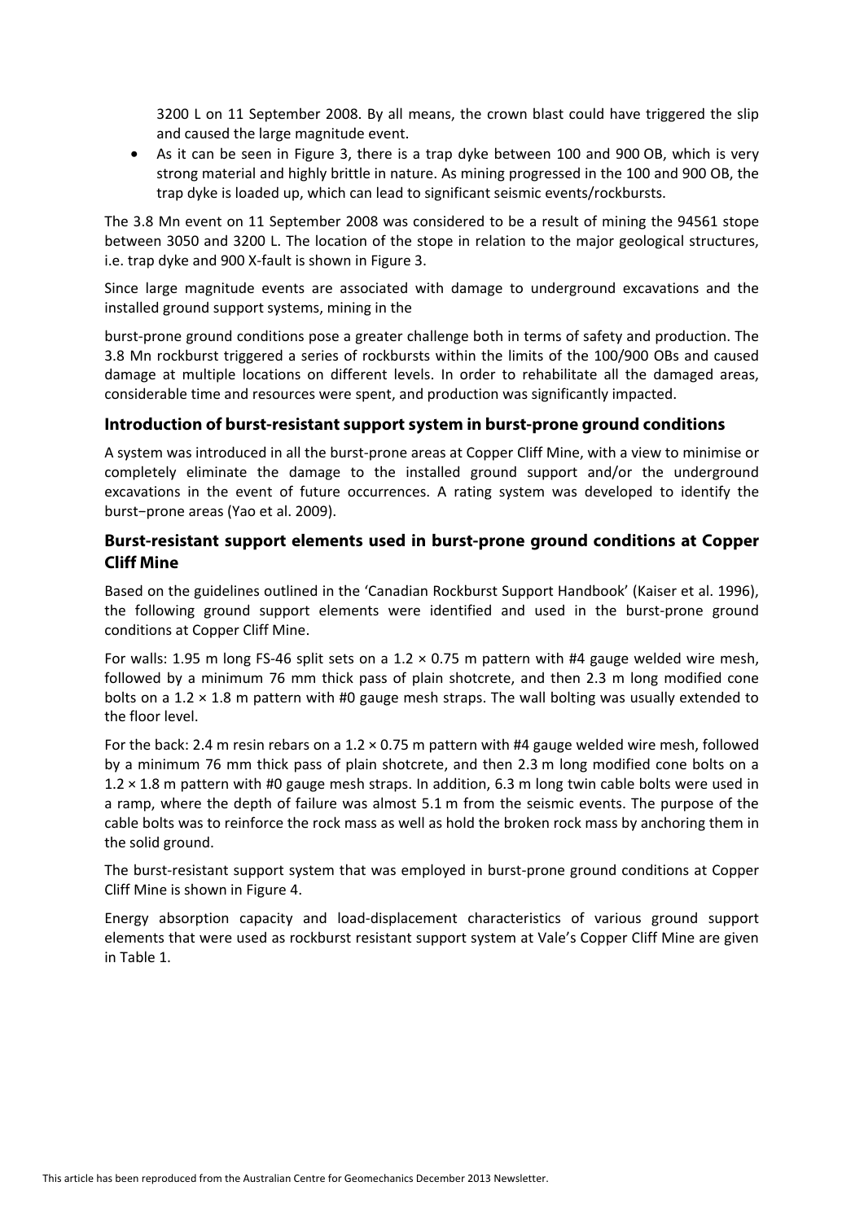3200 L on 11 September 2008. By all means, the crown blast could have triggered the slip and caused the large magnitude event.

- As it can be seen in Figure 3, there is a trap dyke between 100 and 900 OB, which is very strong material and highly brittle in nature. As mining progressed in the 100 and 900 OB, the trap dyke is loaded up, which can lead to significant seismic events/rockbursts.

The 3.8 Mn event on 11 September 2008 was considered to be a result of mining the 94561 stope between 3050 and 3200 L. The location of the stope in relation to the major geological structures, i.e. trap dyke and 900 X-fault is shown in Figure 3.

Since large magnitude events are associated with damage to underground excavations and the installed ground support systems, mining in the

burst-prone ground conditions pose a greater challenge both in terms of safety and production. The 3.8 Mn rockburst triggered a series of rockbursts within the limits of the 100/900 OBs and caused damage at multiple locations on different levels. In order to rehabilitate all the damaged areas, considerable time and resources were spent, and production was significantly impacted.

## Introduction of burst-resistant support system in burst-prone ground conditions

A system was introduced in all the burst-prone areas at Copper Cliff Mine, with a view to minimise or completely eliminate the damage to the installed ground support and/or the underground excavations in the event of future occurrences. A rating system was developed to identify the burst–prone areas (Yao et al. 2009).

## Burst-resistant support elements used in burst-prone ground conditions at Copper Cliff Mine

Based on the guidelines outlined in the 'Canadian Rockburst Support Handbook' (Kaiser et al. 1996), the following ground support elements were identified and used in the burst-prone ground conditions at Copper Cliff Mine.

For walls: 1.95 m long FS-46 split sets on a 1.2 × 0.75 m pattern with #4 gauge welded wire mesh, followed by a minimum 76 mm thick pass of plain shotcrete, and then 2.3 m long modified cone bolts on a 1.2 × 1.8 m pattern with #0 gauge mesh straps. The wall bolting was usually extended to the floor level.

For the back: 2.4 m resin rebars on a 1.2 × 0.75 m pattern with #4 gauge welded wire mesh, followed by a minimum 76 mm thick pass of plain shotcrete, and then 2.3 m long modified cone bolts on a 1.2 × 1.8 m pattern with #0 gauge mesh straps. In addition, 6.3 m long twin cable bolts were used in a ramp, where the depth of failure was almost 5.1 m from the seismic events. The purpose of the cable bolts was to reinforce the rock mass as well as hold the broken rock mass by anchoring them in the solid ground.

The burst-resistant support system that was employed in burst-prone ground conditions at Copper Cliff Mine is shown in Figure 4.

Energy absorption capacity and load-displacement characteristics of various ground support elements that were used as rockburst resistant support system at Vale's Copper Cliff Mine are given in Table 1.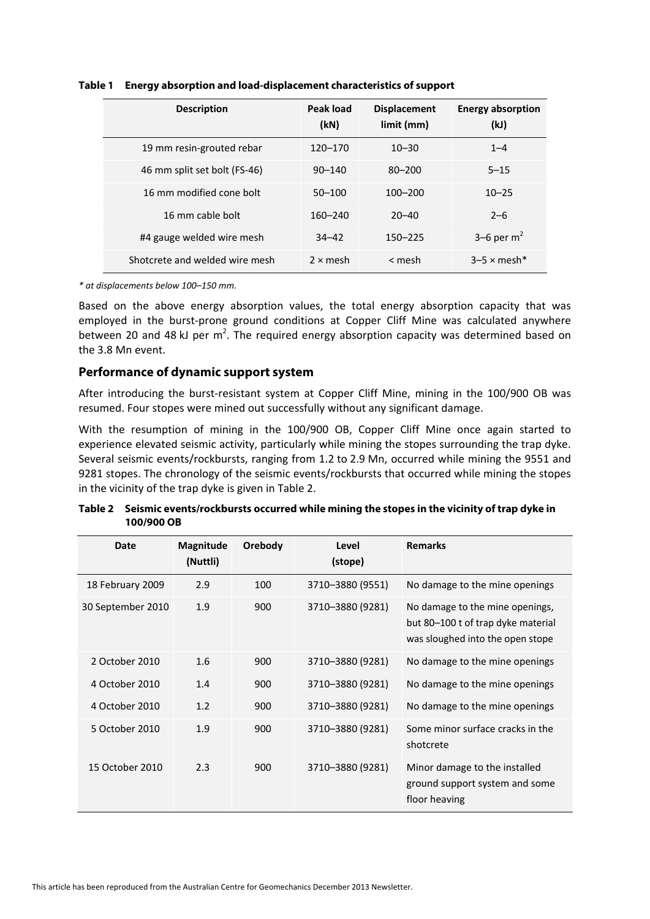**Table 1 Energy absorption and load-displacement characteristics of support**

| Description | Peak load (kN) | Displacement limit (mm) | Energy absorption (kJ) |
|---|---|---|---|
| 19 mm resin-grouted rebar | 120–170 | 10–30 | 1–4 |
| 46 mm split set bolt (FS-46) | 90–140 | 80–200 | 5–15 |
| 16 mm modified cone bolt | 50–100 | 100–200 | 10–25 |
| 16 mm cable bolt | 160–240 | 20–40 | 2–6 |
| #4 gauge welded wire mesh | 34–42 | 150–225 | 3–6 per $m^2$ |
| Shotcrete and welded wire mesh | 2 × mesh | < mesh | 3–5 × mesh* |

*\* at displacements below 100–150 mm.*

Based on the above energy absorption values, the total energy absorption capacity that was employed in the burst-prone ground conditions at Copper Cliff Mine was calculated anywhere between 20 and 48 kJ per $m^2$. The required energy absorption capacity was determined based on the 3.8 Mn event.

## Performance of dynamic support system

After introducing the burst-resistant system at Copper Cliff Mine, mining in the 100/900 OB was resumed. Four stopes were mined out successfully without any significant damage.

With the resumption of mining in the 100/900 OB, Copper Cliff Mine once again started to experience elevated seismic activity, particularly while mining the stopes surrounding the trap dyke. Several seismic events/rockbursts, ranging from 1.2 to 2.9 Mn, occurred while mining the 9551 and 9281 stopes. The chronology of the seismic events/rockbursts that occurred while mining the stopes in the vicinity of the trap dyke is given in Table 2.

**Table 2 Seismic events/rockbursts occurred while mining the stopes in the vicinity of trap dyke in 100/900 OB**

| Date | Magnitude (Nuttli) | Orebody | Level (stope) | Remarks |
|---|---|---|---|---|
| 18 February 2009 | 2.9 | 100 | 3710–3880 (9551) | No damage to the mine openings |
| 30 September 2010 | 1.9 | 900 | 3710–3880 (9281) | No damage to the mine openings, but 80–100 t of trap dyke material was sloughed into the open stope |
| 2 October 2010 | 1.6 | 900 | 3710–3880 (9281) | No damage to the mine openings |
| 4 October 2010 | 1.4 | 900 | 3710–3880 (9281) | No damage to the mine openings |
| 4 October 2010 | 1.2 | 900 | 3710–3880 (9281) | No damage to the mine openings |
| 5 October 2010 | 1.9 | 900 | 3710–3880 (9281) | Some minor surface cracks in the shotcrete |
| 15 October 2010 | 2.3 | 900 | 3710–3880 (9281) | Minor damage to the installed ground support system and some floor heaving |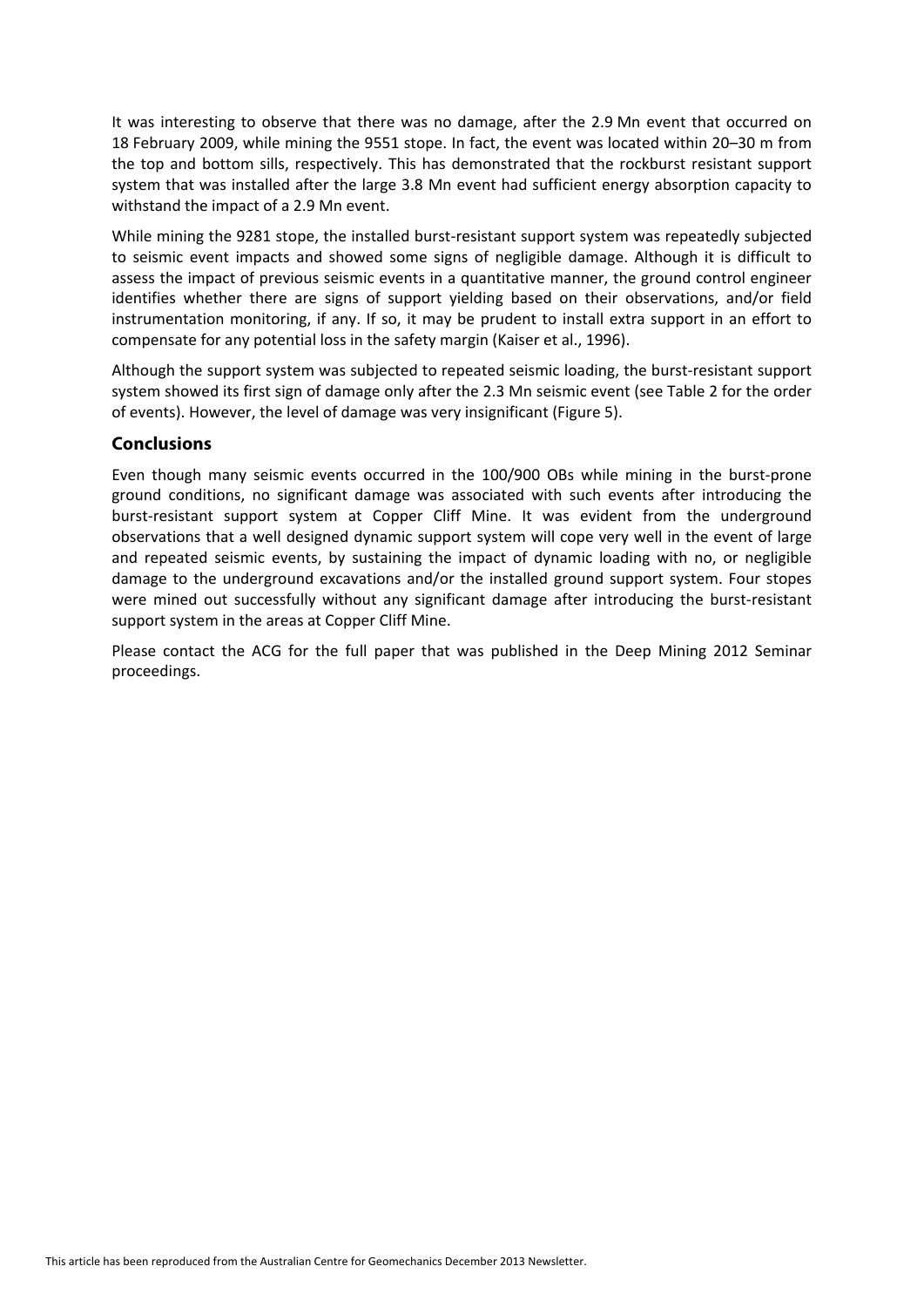It was interesting to observe that there was no damage, after the 2.9 Mn event that occurred on 18 February 2009, while mining the 9551 stope. In fact, the event was located within 20–30 m from the top and bottom sills, respectively. This has demonstrated that the rockburst resistant support system that was installed after the large 3.8 Mn event had sufficient energy absorption capacity to withstand the impact of a 2.9 Mn event.

While mining the 9281 stope, the installed burst-resistant support system was repeatedly subjected to seismic event impacts and showed some signs of negligible damage. Although it is difficult to assess the impact of previous seismic events in a quantitative manner, the ground control engineer identifies whether there are signs of support yielding based on their observations, and/or field instrumentation monitoring, if any. If so, it may be prudent to install extra support in an effort to compensate for any potential loss in the safety margin (Kaiser et al., 1996).

Although the support system was subjected to repeated seismic loading, the burst-resistant support system showed its first sign of damage only after the 2.3 Mn seismic event (see Table 2 for the order of events). However, the level of damage was very insignificant (Figure 5).

## Conclusions

Even though many seismic events occurred in the 100/900 OBs while mining in the burst-prone ground conditions, no significant damage was associated with such events after introducing the burst-resistant support system at Copper Cliff Mine. It was evident from the underground observations that a well designed dynamic support system will cope very well in the event of large and repeated seismic events, by sustaining the impact of dynamic loading with no, or negligible damage to the underground excavations and/or the installed ground support system. Four stopes were mined out successfully without any significant damage after introducing the burst-resistant support system in the areas at Copper Cliff Mine.

Please contact the ACG for the full paper that was published in the Deep Mining 2012 Seminar proceedings.

This article has been reproduced from the Australian Centre for Geomechanics December 2013 Newsletter.